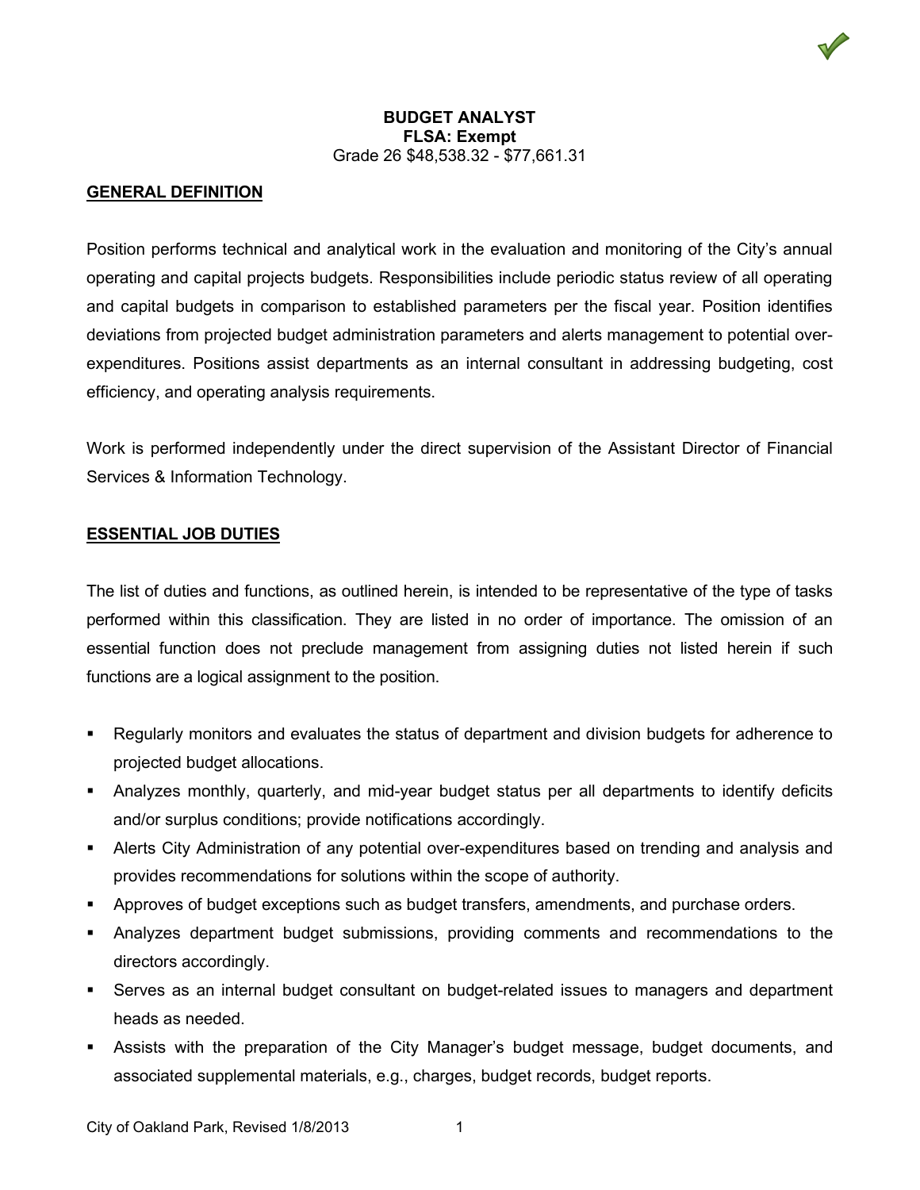**BUDGET ANALYST**
**FLSA: Exempt**
Grade 26 $48,538.32 - $77,661.31

## GENERAL DEFINITION

Position performs technical and analytical work in the evaluation and monitoring of the City's annual operating and capital projects budgets. Responsibilities include periodic status review of all operating and capital budgets in comparison to established parameters per the fiscal year. Position identifies deviations from projected budget administration parameters and alerts management to potential over-expenditures. Positions assist departments as an internal consultant in addressing budgeting, cost efficiency, and operating analysis requirements.

Work is performed independently under the direct supervision of the Assistant Director of Financial Services & Information Technology.

## ESSENTIAL JOB DUTIES

The list of duties and functions, as outlined herein, is intended to be representative of the type of tasks performed within this classification. They are listed in no order of importance. The omission of an essential function does not preclude management from assigning duties not listed herein if such functions are a logical assignment to the position.

- Regularly monitors and evaluates the status of department and division budgets for adherence to projected budget allocations.
- Analyzes monthly, quarterly, and mid-year budget status per all departments to identify deficits and/or surplus conditions; provide notifications accordingly.
- Alerts City Administration of any potential over-expenditures based on trending and analysis and provides recommendations for solutions within the scope of authority.
- Approves of budget exceptions such as budget transfers, amendments, and purchase orders.
- Analyzes department budget submissions, providing comments and recommendations to the directors accordingly.
- Serves as an internal budget consultant on budget-related issues to managers and department heads as needed.
- Assists with the preparation of the City Manager's budget message, budget documents, and associated supplemental materials, e.g., charges, budget records, budget reports.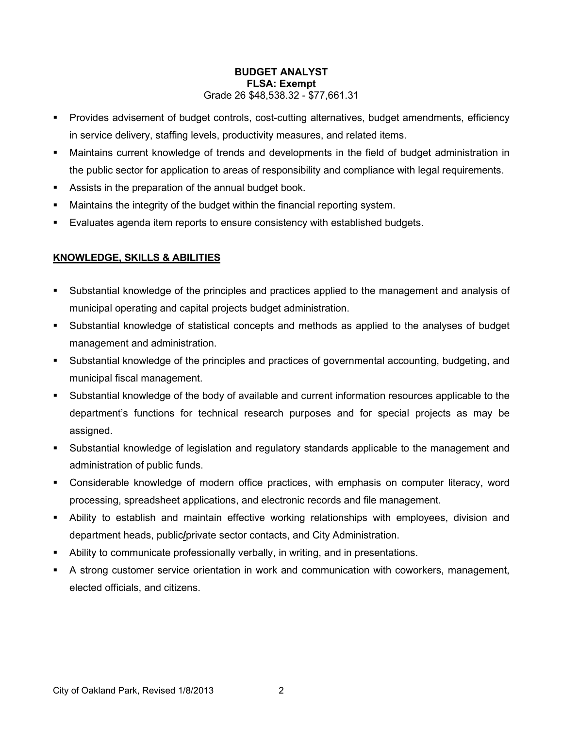**BUDGET ANALYST**
**FLSA: Exempt**
Grade 26 $48,538.32 - $77,661.31

- Provides advisement of budget controls, cost-cutting alternatives, budget amendments, efficiency in service delivery, staffing levels, productivity measures, and related items.
- Maintains current knowledge of trends and developments in the field of budget administration in the public sector for application to areas of responsibility and compliance with legal requirements.
- Assists in the preparation of the annual budget book.
- Maintains the integrity of the budget within the financial reporting system.
- Evaluates agenda item reports to ensure consistency with established budgets.

## KNOWLEDGE, SKILLS & ABILITIES

- Substantial knowledge of the principles and practices applied to the management and analysis of municipal operating and capital projects budget administration.
- Substantial knowledge of statistical concepts and methods as applied to the analyses of budget management and administration.
- Substantial knowledge of the principles and practices of governmental accounting, budgeting, and municipal fiscal management.
- Substantial knowledge of the body of available and current information resources applicable to the department's functions for technical research purposes and for special projects as may be assigned.
- Substantial knowledge of legislation and regulatory standards applicable to the management and administration of public funds.
- Considerable knowledge of modern office practices, with emphasis on computer literacy, word processing, spreadsheet applications, and electronic records and file management.
- Ability to establish and maintain effective working relationships with employees, division and department heads, public/private sector contacts, and City Administration.
- Ability to communicate professionally verbally, in writing, and in presentations.
- A strong customer service orientation in work and communication with coworkers, management, elected officials, and citizens.

City of Oakland Park, Revised 1/8/2013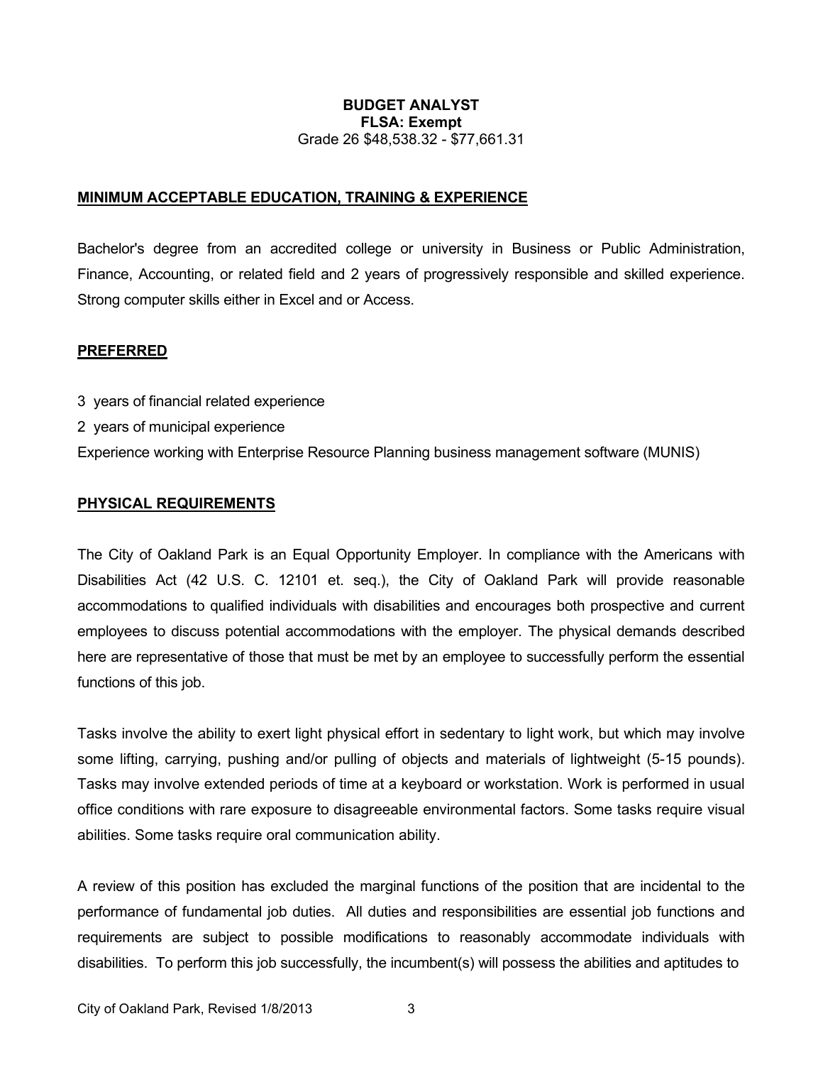**BUDGET ANALYST**
**FLSA: Exempt**
Grade 26 $48,538.32 - $77,661.31

## MINIMUM ACCEPTABLE EDUCATION, TRAINING & EXPERIENCE

Bachelor's degree from an accredited college or university in Business or Public Administration, Finance, Accounting, or related field and 2 years of progressively responsible and skilled experience. Strong computer skills either in Excel and or Access.

## PREFERRED

3 years of financial related experience

2 years of municipal experience

Experience working with Enterprise Resource Planning business management software (MUNIS)

## PHYSICAL REQUIREMENTS

The City of Oakland Park is an Equal Opportunity Employer. In compliance with the Americans with Disabilities Act (42 U.S. C. 12101 et. seq.), the City of Oakland Park will provide reasonable accommodations to qualified individuals with disabilities and encourages both prospective and current employees to discuss potential accommodations with the employer. The physical demands described here are representative of those that must be met by an employee to successfully perform the essential functions of this job.

Tasks involve the ability to exert light physical effort in sedentary to light work, but which may involve some lifting, carrying, pushing and/or pulling of objects and materials of lightweight (5-15 pounds). Tasks may involve extended periods of time at a keyboard or workstation. Work is performed in usual office conditions with rare exposure to disagreeable environmental factors. Some tasks require visual abilities. Some tasks require oral communication ability.

A review of this position has excluded the marginal functions of the position that are incidental to the performance of fundamental job duties. All duties and responsibilities are essential job functions and requirements are subject to possible modifications to reasonably accommodate individuals with disabilities. To perform this job successfully, the incumbent(s) will possess the abilities and aptitudes to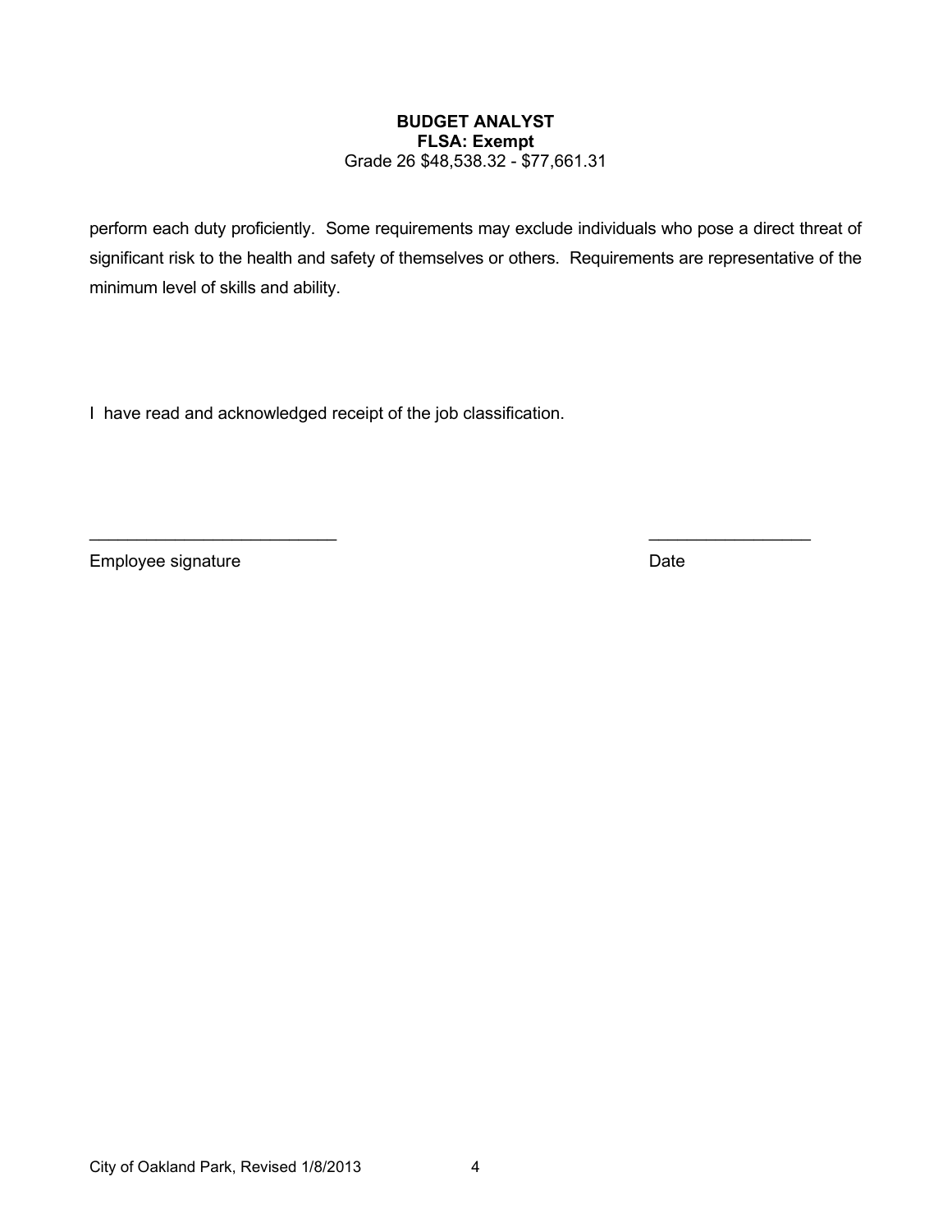perform each duty proficiently. Some requirements may exclude individuals who pose a direct threat of significant risk to the health and safety of themselves or others. Requirements are representative of the minimum level of skills and ability.

I have read and acknowledged receipt of the job classification.

___________________________ _________________

Employee signature Date